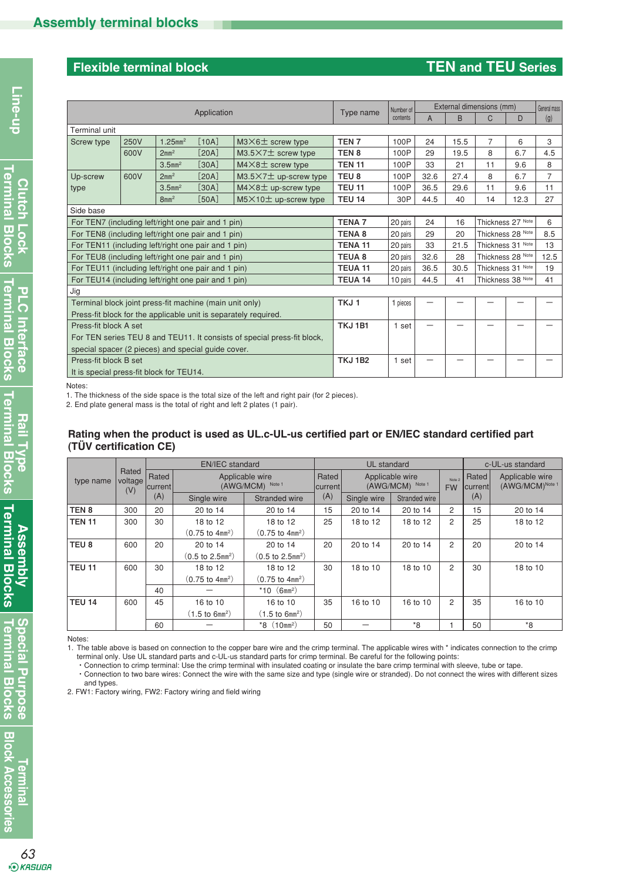# Assembly terminal blocks

## Flexible terminal block — TEN and TEU Series

| Application | | | | | Type name | Number of contents | External dimensions (mm) A | B | C | D | General mass (g) |
|---|---|---|---|---|---|---|---|---|---|---|---|
| Terminal unit | | | | | | | | | | | |
| Screw type | 250V | 1.25mm² | [10A] | M3×6± screw type | TEN 7 | 100P | 24 | 15.5 | 7 | 6 | 3 |
| | 600V | 2mm² | [20A] | M3.5×7± screw type | TEN 8 | 100P | 29 | 19.5 | 8 | 6.7 | 4.5 |
| | | 3.5mm² | [30A] | M4×8± screw type | TEN 11 | 100P | 33 | 21 | 11 | 9.6 | 8 |
| Up-screw type | 600V | 2mm² | [20A] | M3.5×7± up-screw type | TEU 8 | 100P | 32.6 | 27.4 | 8 | 6.7 | 7 |
| | | 3.5mm² | [30A] | M4×8± up-screw type | TEU 11 | 100P | 36.5 | 29.6 | 11 | 9.6 | 11 |
| | | 8mm² | [50A] | M5×10± up-screw type | TEU 14 | 30P | 44.5 | 40 | 14 | 12.3 | 27 |
| Side base | | | | | | | | | | | |
| For TEN7 (including left/right one pair and 1 pin) | | | | | TENA 7 | 20 pairs | 24 | 16 | Thickness 27 Note | | 6 |
| For TEN8 (including left/right one pair and 1 pin) | | | | | TENA 8 | 20 pairs | 29 | 20 | Thickness 28 Note | | 8.5 |
| For TEN11 (including left/right one pair and 1 pin) | | | | | TENA 11 | 20 pairs | 33 | 21.5 | Thickness 31 Note | | 13 |
| For TEU8 (including left/right one pair and 1 pin) | | | | | TEUA 8 | 20 pairs | 32.6 | 28 | Thickness 28 Note | | 12.5 |
| For TEU11 (including left/right one pair and 1 pin) | | | | | TEUA 11 | 20 pairs | 36.5 | 30.5 | Thickness 31 Note | | 19 |
| For TEU14 (including left/right one pair and 1 pin) | | | | | TEUA 14 | 10 pairs | 44.5 | 41 | Thickness 38 Note | | 41 |
| Jig | | | | | | | | | | | |
| Terminal block joint press-fit machine (main unit only) Press-fit block for the applicable unit is separately required. | | | | | TKJ 1 | 1 pieces | — | — | — | — | — |
| Press-fit block A set For TEN series TEU 8 and TEU11. It consists of special press-fit block, special spacer (2 pieces) and special guide cover. | | | | | TKJ 1B1 | 1 set | — | — | — | — | — |
| Press-fit block B set It is special press-fit block for TEU14. | | | | | TKJ 1B2 | 1 set | — | — | — | — | — |

Notes:
1. The thickness of the side space is the total size of the left and right pair (for 2 pieces).
2. End plate general mass is the total of right and left 2 plates (1 pair).

### Rating when the product is used as UL.c-UL-us certified part or EN/IEC standard certified part (TÜV certification CE)

| type name | Rated voltage (V) | EN/IEC standard Rated current (A) | Applicable wire (AWG/MCM) Note 1 Single wire | Stranded wire | UL standard Rated current (A) | Applicable wire (AWG/MCM) Note 1 Single wire | Stranded wire | Note 2 FW | c-UL-us standard Rated current (A) | Applicable wire (AWG/MCM) Note 1 |
|---|---|---|---|---|---|---|---|---|---|---|
| TEN 8 | 300 | 20 | 20 to 14 | 20 to 14 | 15 | 20 to 14 | 20 to 14 | 2 | 15 | 20 to 14 |
| TEN 11 | 300 | 30 | 18 to 12 (0.75 to 4mm²) | 18 to 12 (0.75 to 4mm²) | 25 | 18 to 12 | 18 to 12 | 2 | 25 | 18 to 12 |
| TEU 8 | 600 | 20 | 20 to 14 (0.5 to 2.5mm²) | 20 to 14 (0.5 to 2.5mm²) | 20 | 20 to 14 | 20 to 14 | 2 | 20 | 20 to 14 |
| TEU 11 | 600 | 30 | 18 to 12 (0.75 to 4mm²) | 18 to 12 (0.75 to 4mm²) | 30 | 18 to 10 | 18 to 10 | 2 | 30 | 18 to 10 |
| | | 40 | — | *10 (6mm²) | | | | | | |
| TEU 14 | 600 | 45 | 16 to 10 (1.5 to 6mm²) | 16 to 10 (1.5 to 6mm²) | 35 | 16 to 10 | 16 to 10 | 2 | 35 | 16 to 10 |
| | | 60 | — | *8 (10mm²) | 50 | — | *8 | 1 | 50 | *8 |

Notes:
1. The table above is based on connection to the copper bare wire and the crimp terminal. The applicable wires with * indicates connection to the crimp terminal only. Use UL standard parts and c-UL-us standard parts for crimp terminal. Be careful for the following points:
   - Connection to crimp terminal: Use the crimp terminal with insulated coating or insulate the bare crimp terminal with sleeve, tube or tape.
   - Connection to two bare wires: Connect the wire with the same size and type (single wire or stranded). Do not connect the wires with different sizes and types.
2. FW1: Factory wiring, FW2: Factory wiring and field wiring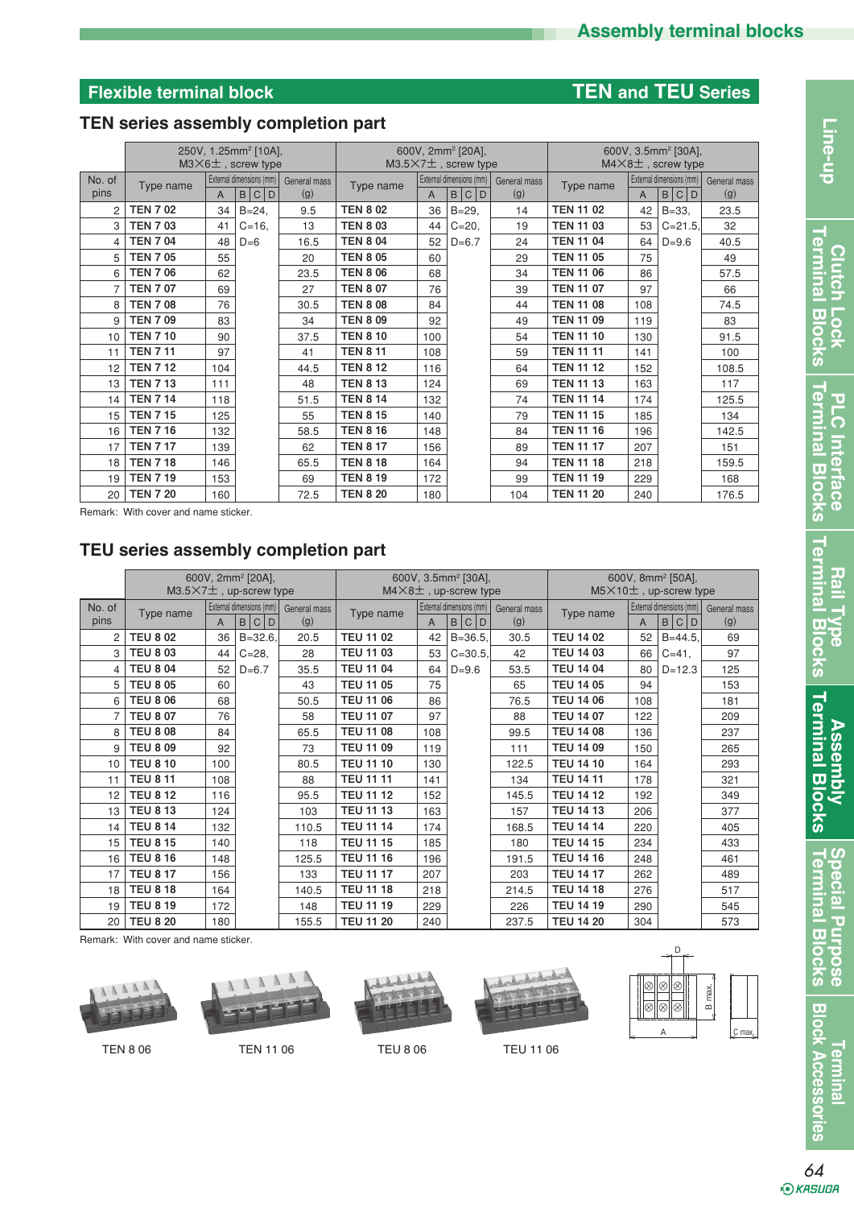## Flexible terminal block — TEN and TEU Series

### TEN series assembly completion part

| No. of pins | 250V, 1.25mm² [10A], M3×6±, screw type | | | | 600V, 2mm² [20A], M3.5×7±, screw type | | | | 600V, 3.5mm² [30A], M4×8±, screw type | | | |
|---|---|---|---|---|---|---|---|---|---|---|---|---|
| | Type name | External dimensions (mm) A | B C D | General mass (g) | Type name | External dimensions (mm) A | B C D | General mass (g) | Type name | External dimensions (mm) A | B C D | General mass (g) |
| 2 | TEN 7 02 | 34 | B=24, | 9.5 | TEN 8 02 | 36 | B=29, | 14 | TEN 11 02 | 42 | B=33, | 23.5 |
| 3 | TEN 7 03 | 41 | C=16, | 13 | TEN 8 03 | 44 | C=20, | 19 | TEN 11 03 | 53 | C=21.5, | 32 |
| 4 | TEN 7 04 | 48 | D=6 | 16.5 | TEN 8 04 | 52 | D=6.7 | 24 | TEN 11 04 | 64 | D=9.6 | 40.5 |
| 5 | TEN 7 05 | 55 | | 20 | TEN 8 05 | 60 | | 29 | TEN 11 05 | 75 | | 49 |
| 6 | TEN 7 06 | 62 | | 23.5 | TEN 8 06 | 68 | | 34 | TEN 11 06 | 86 | | 57.5 |
| 7 | TEN 7 07 | 69 | | 27 | TEN 8 07 | 76 | | 39 | TEN 11 07 | 97 | | 66 |
| 8 | TEN 7 08 | 76 | | 30.5 | TEN 8 08 | 84 | | 44 | TEN 11 08 | 108 | | 74.5 |
| 9 | TEN 7 09 | 83 | | 34 | TEN 8 09 | 92 | | 49 | TEN 11 09 | 119 | | 83 |
| 10 | TEN 7 10 | 90 | | 37.5 | TEN 8 10 | 100 | | 54 | TEN 11 10 | 130 | | 91.5 |
| 11 | TEN 7 11 | 97 | | 41 | TEN 8 11 | 108 | | 59 | TEN 11 11 | 141 | | 100 |
| 12 | TEN 7 12 | 104 | | 44.5 | TEN 8 12 | 116 | | 64 | TEN 11 12 | 152 | | 108.5 |
| 13 | TEN 7 13 | 111 | | 48 | TEN 8 13 | 124 | | 69 | TEN 11 13 | 163 | | 117 |
| 14 | TEN 7 14 | 118 | | 51.5 | TEN 8 14 | 132 | | 74 | TEN 11 14 | 174 | | 125.5 |
| 15 | TEN 7 15 | 125 | | 55 | TEN 8 15 | 140 | | 79 | TEN 11 15 | 185 | | 134 |
| 16 | TEN 7 16 | 132 | | 58.5 | TEN 8 16 | 148 | | 84 | TEN 11 16 | 196 | | 142.5 |
| 17 | TEN 7 17 | 139 | | 62 | TEN 8 17 | 156 | | 89 | TEN 11 17 | 207 | | 151 |
| 18 | TEN 7 18 | 146 | | 65.5 | TEN 8 18 | 164 | | 94 | TEN 11 18 | 218 | | 159.5 |
| 19 | TEN 7 19 | 153 | | 69 | TEN 8 19 | 172 | | 99 | TEN 11 19 | 229 | | 168 |
| 20 | TEN 7 20 | 160 | | 72.5 | TEN 8 20 | 180 | | 104 | TEN 11 20 | 240 | | 176.5 |

Remark: With cover and name sticker.

### TEU series assembly completion part

| No. of pins | 600V, 2mm² [20A], M3.5×7±, up-screw type | | | | 600V, 3.5mm² [30A], M4×8±, up-screw type | | | | 600V, 8mm² [50A], M5×10±, up-screw type | | | |
|---|---|---|---|---|---|---|---|---|---|---|---|---|
| | Type name | External dimensions (mm) A | B C D | General mass (g) | Type name | External dimensions (mm) A | B C D | General mass (g) | Type name | External dimensions (mm) A | B C D | General mass (g) |
| 2 | TEU 8 02 | 36 | B=32.6, | 20.5 | TEU 11 02 | 42 | B=36.5, | 30.5 | TEU 14 02 | 52 | B=44.5, | 69 |
| 3 | TEU 8 03 | 44 | C=28, | 28 | TEU 11 03 | 53 | C=30.5, | 42 | TEU 14 03 | 66 | C=41, | 97 |
| 4 | TEU 8 04 | 52 | D=6.7 | 35.5 | TEU 11 04 | 64 | D=9.6 | 53.5 | TEU 14 04 | 80 | D=12.3 | 125 |
| 5 | TEU 8 05 | 60 | | 43 | TEU 11 05 | 75 | | 65 | TEU 14 05 | 94 | | 153 |
| 6 | TEU 8 06 | 68 | | 50.5 | TEU 11 06 | 86 | | 76.5 | TEU 14 06 | 108 | | 181 |
| 7 | TEU 8 07 | 76 | | 58 | TEU 11 07 | 97 | | 88 | TEU 14 07 | 122 | | 209 |
| 8 | TEU 8 08 | 84 | | 65.5 | TEU 11 08 | 108 | | 99.5 | TEU 14 08 | 136 | | 237 |
| 9 | TEU 8 09 | 92 | | 73 | TEU 11 09 | 119 | | 111 | TEU 14 09 | 150 | | 265 |
| 10 | TEU 8 10 | 100 | | 80.5 | TEU 11 10 | 130 | | 122.5 | TEU 14 10 | 164 | | 293 |
| 11 | TEU 8 11 | 108 | | 88 | TEU 11 11 | 141 | | 134 | TEU 14 11 | 178 | | 321 |
| 12 | TEU 8 12 | 116 | | 95.5 | TEU 11 12 | 152 | | 145.5 | TEU 14 12 | 192 | | 349 |
| 13 | TEU 8 13 | 124 | | 103 | TEU 11 13 | 163 | | 157 | TEU 14 13 | 206 | | 377 |
| 14 | TEU 8 14 | 132 | | 110.5 | TEU 11 14 | 174 | | 168.5 | TEU 14 14 | 220 | | 405 |
| 15 | TEU 8 15 | 140 | | 118 | TEU 11 15 | 185 | | 180 | TEU 14 15 | 234 | | 433 |
| 16 | TEU 8 16 | 148 | | 125.5 | TEU 11 16 | 196 | | 191.5 | TEU 14 16 | 248 | | 461 |
| 17 | TEU 8 17 | 156 | | 133 | TEU 11 17 | 207 | | 203 | TEU 14 17 | 262 | | 489 |
| 18 | TEU 8 18 | 164 | | 140.5 | TEU 11 18 | 218 | | 214.5 | TEU 14 18 | 276 | | 517 |
| 19 | TEU 8 19 | 172 | | 148 | TEU 11 19 | 229 | | 226 | TEU 14 19 | 290 | | 545 |
| 20 | TEU 8 20 | 180 | | 155.5 | TEU 11 20 | 240 | | 237.5 | TEU 14 20 | 304 | | 573 |

Remark: With cover and name sticker.

TEN 8 06 TEN 11 06 TEU 8 06 TEU 11 06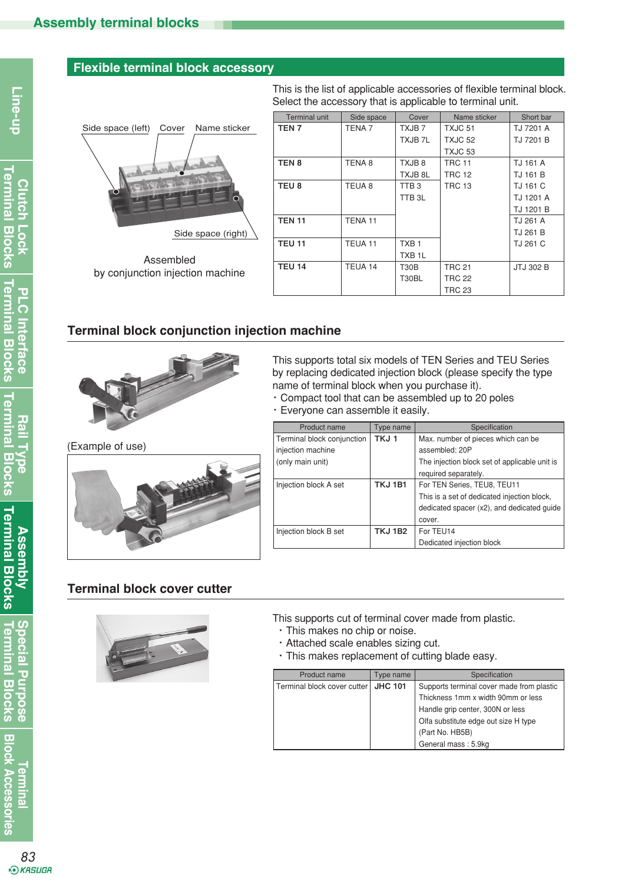## Flexible terminal block accessory

Side space (left) Cover Name sticker

Side space (right)

Assembled
by conjunction injection machine

This is the list of applicable accessories of flexible terminal block.
Select the accessory that is applicable to terminal unit.

| Terminal unit | Side space | Cover | Name sticker | Short bar |
|---|---|---|---|---|
| **TEN 7** | TENA 7 | TXJB 7<br>TXJB 7L | TXJC 51<br>TXJC 52<br>TXJC 53 | TJ 7201 A<br>TJ 7201 B |
| **TEN 8** | TENA 8 | TXJB 8<br>TXJB 8L | TRC 11<br>TRC 12<br>TRC 13 | TJ 161 A<br>TJ 161 B |
| **TEU 8** | TEUA 8 | TTB 3<br>TTB 3L | | TJ 161 C<br>TJ 1201 A<br>TJ 1201 B |
| **TEN 11** | TENA 11 | | | TJ 261 A<br>TJ 261 B |
| **TEU 11** | TEUA 11 | TXB 1<br>TXB 1L | | TJ 261 C |
| **TEU 14** | TEUA 14 | T30B<br>T30BL | TRC 21<br>TRC 22<br>TRC 23 | JTJ 302 B |

## Terminal block conjunction injection machine

(Example of use)

This supports total six models of TEN Series and TEU Series by replacing dedicated injection block (please specify the type name of terminal block when you purchase it).
- Compact tool that can be assembled up to 20 poles
- Everyone can assemble it easily.

| Product name | Type name | Specification |
|---|---|---|
| Terminal block conjunction injection machine (only main unit) | **TKJ 1** | Max. number of pieces which can be assembled: 20P<br>The injection block set of applicable unit is required separately. |
| Injection block A set | **TKJ 1B1** | For TEN Series, TEU8, TEU11<br>This is a set of dedicated injection block, dedicated spacer (x2), and dedicated guide cover. |
| Injection block B set | **TKJ 1B2** | For TEU14<br>Dedicated injection block |

## Terminal block cover cutter

This supports cut of terminal cover made from plastic.
- This makes no chip or noise.
- Attached scale enables sizing cut.
- This makes replacement of cutting blade easy.

| Product name | Type name | Specification |
|---|---|---|
| Terminal block cover cutter | **JHC 101** | Supports terminal cover made from plastic<br>Thickness 1mm x width 90mm or less<br>Handle grip center, 300N or less<br>Olfa substitute edge out size H type<br>(Part No. HB5B)<br>General mass : 5.9kg |